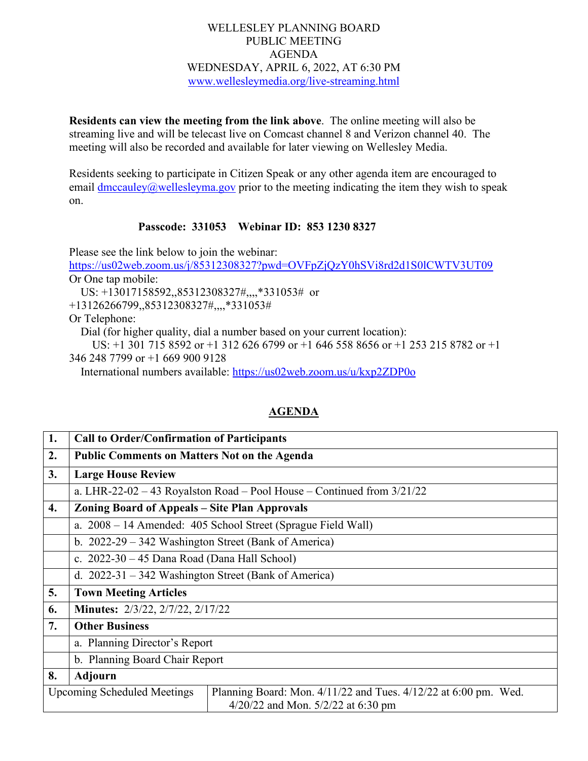# WELLESLEY PLANNING BOARD
## PUBLIC MEETING
## AGENDA
## WEDNESDAY, APRIL 6, 2022, AT 6:30 PM

www.wellesleymedia.org/live-streaming.html

**Residents can view the meeting from the link above**. The online meeting will also be streaming live and will be telecast live on Comcast channel 8 and Verizon channel 40. The meeting will also be recorded and available for later viewing on Wellesley Media.

Residents seeking to participate in Citizen Speak or any other agenda item are encouraged to email dmccauley@wellesleyma.gov prior to the meeting indicating the item they wish to speak on.

**Passcode: 331053 Webinar ID: 853 1230 8327**

Please see the link below to join the webinar:
https://us02web.zoom.us/j/85312308327?pwd=OVFpZjQzY0hSVi8rd2d1S0lCWTV3UT09
Or One tap mobile:
US: +13017158592,,85312308327#,,,,*331053# or +13126266799,,85312308327#,,,,*331053#
Or Telephone:
Dial (for higher quality, dial a number based on your current location):
US: +1 301 715 8592 or +1 312 626 6799 or +1 646 558 8656 or +1 253 215 8782 or +1 346 248 7799 or +1 669 900 9128
International numbers available: https://us02web.zoom.us/u/kxp2ZDP0o

## AGENDA

| | |
|---|---|
| **1.** | **Call to Order/Confirmation of Participants** |
| **2.** | **Public Comments on Matters Not on the Agenda** |
| **3.** | **Large House Review** |
| | a. LHR-22-02 – 43 Royalston Road – Pool House – Continued from 3/21/22 |
| **4.** | **Zoning Board of Appeals – Site Plan Approvals** |
| | a. 2008 – 14 Amended: 405 School Street (Sprague Field Wall) |
| | b. 2022-29 – 342 Washington Street (Bank of America) |
| | c. 2022-30 – 45 Dana Road (Dana Hall School) |
| | d. 2022-31 – 342 Washington Street (Bank of America) |
| **5.** | **Town Meeting Articles** |
| **6.** | **Minutes:** 2/3/22, 2/7/22, 2/17/22 |
| **7.** | **Other Business** |
| | a. Planning Director's Report |
| | b. Planning Board Chair Report |
| **8.** | **Adjourn** |

| Upcoming Scheduled Meetings | Planning Board: Mon. 4/11/22 and Tues. 4/12/22 at 6:00 pm. Wed. 4/20/22 and Mon. 5/2/22 at 6:30 pm |
|---|---|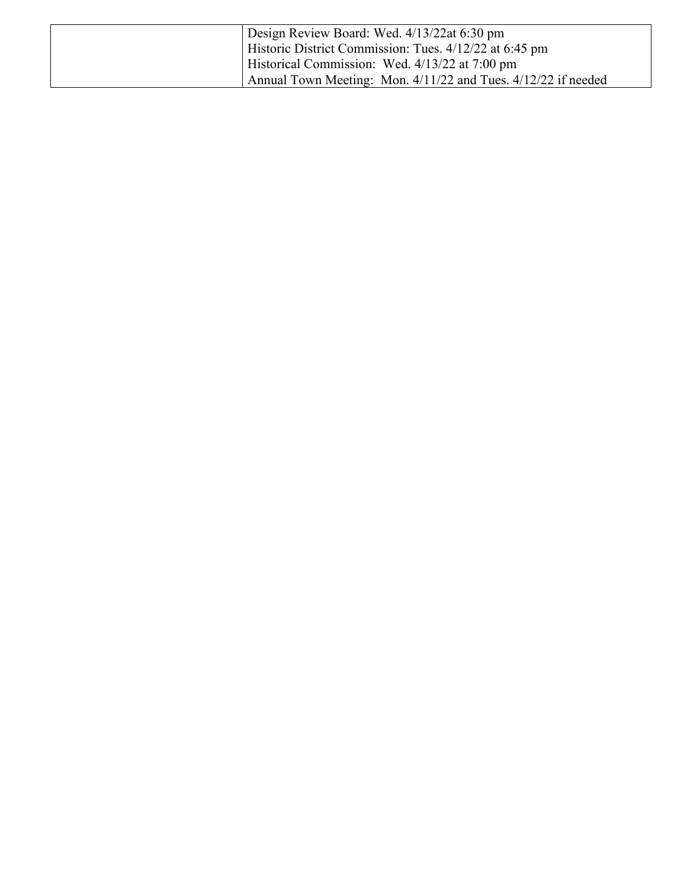| | |
|---|---|
| | Design Review Board: Wed. 4/13/22at 6:30 pm<br>Historic District Commission: Tues. 4/12/22 at 6:45 pm<br>Historical Commission: Wed. 4/13/22 at 7:00 pm<br>Annual Town Meeting: Mon. 4/11/22 and Tues. 4/12/22 if needed |